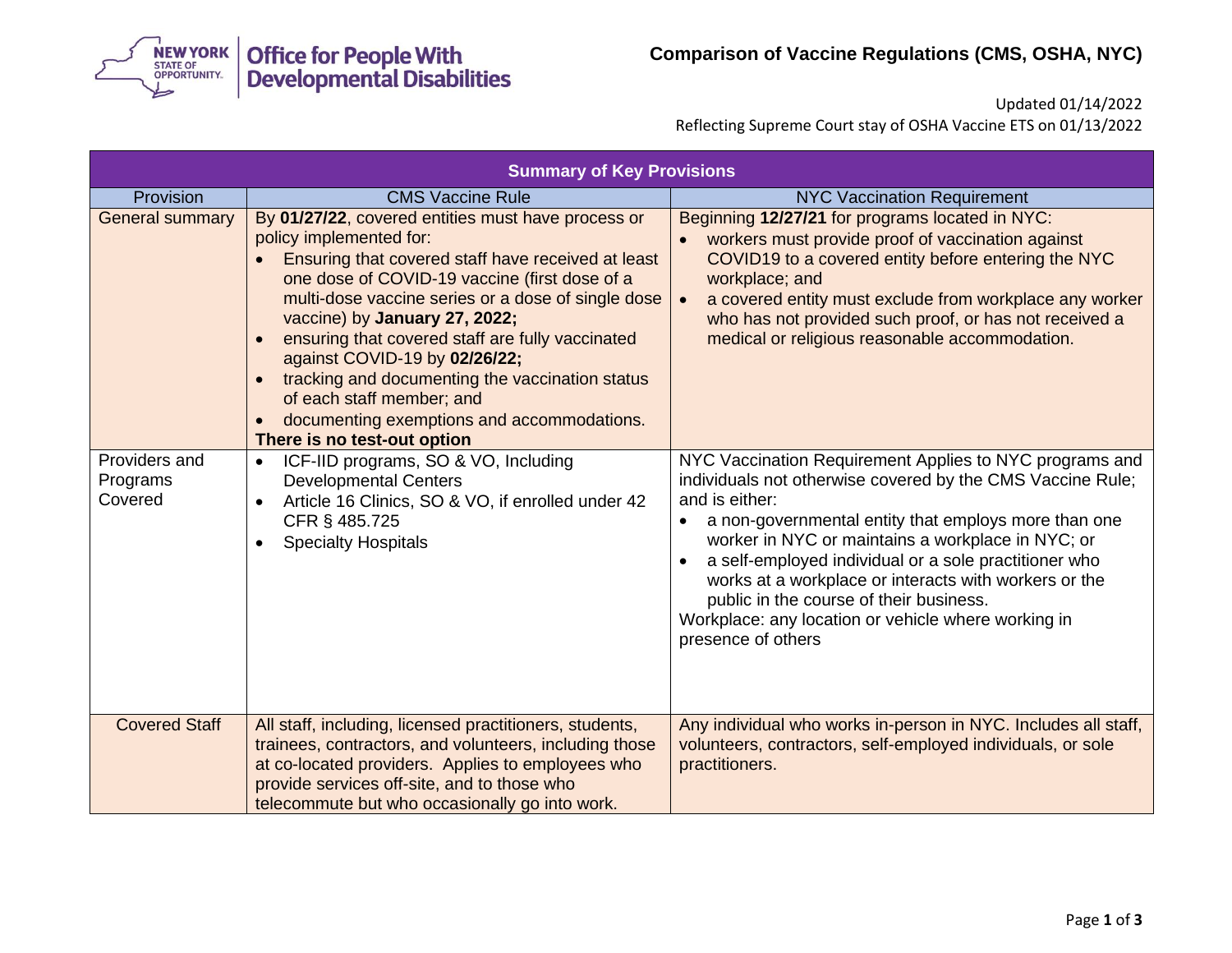# Comparison of Vaccine Regulations (CMS, OSHA, NYC)

Updated 01/14/2022

Reflecting Supreme Court stay of OSHA Vaccine ETS on 01/13/2022

| Summary of Key Provisions | | |
|---|---|---|
| Provision | CMS Vaccine Rule | NYC Vaccination Requirement |
| General summary | By **01/27/22**, covered entities must have process or policy implemented for:<br>• Ensuring that covered staff have received at least one dose of COVID-19 vaccine (first dose of a multi-dose vaccine series or a dose of single dose vaccine) by **January 27, 2022;**<br>• ensuring that covered staff are fully vaccinated against COVID-19 by **02/26/22;**<br>• tracking and documenting the vaccination status of each staff member; and<br>• documenting exemptions and accommodations.<br>**There is no test-out option** | Beginning **12/27/21** for programs located in NYC:<br>• workers must provide proof of vaccination against COVID19 to a covered entity before entering the NYC workplace; and<br>• a covered entity must exclude from workplace any worker who has not provided such proof, or has not received a medical or religious reasonable accommodation. |
| Providers and Programs Covered | • ICF-IID programs, SO & VO, Including Developmental Centers<br>• Article 16 Clinics, SO & VO, if enrolled under 42 CFR § 485.725<br>• Specialty Hospitals | NYC Vaccination Requirement Applies to NYC programs and individuals not otherwise covered by the CMS Vaccine Rule; and is either:<br>• a non-governmental entity that employs more than one worker in NYC or maintains a workplace in NYC; or<br>• a self-employed individual or a sole practitioner who works at a workplace or interacts with workers or the public in the course of their business.<br>Workplace: any location or vehicle where working in presence of others |
| Covered Staff | All staff, including, licensed practitioners, students, trainees, contractors, and volunteers, including those at co-located providers. Applies to employees who provide services off-site, and to those who telecommute but who occasionally go into work. | Any individual who works in-person in NYC. Includes all staff, volunteers, contractors, self-employed individuals, or sole practitioners. |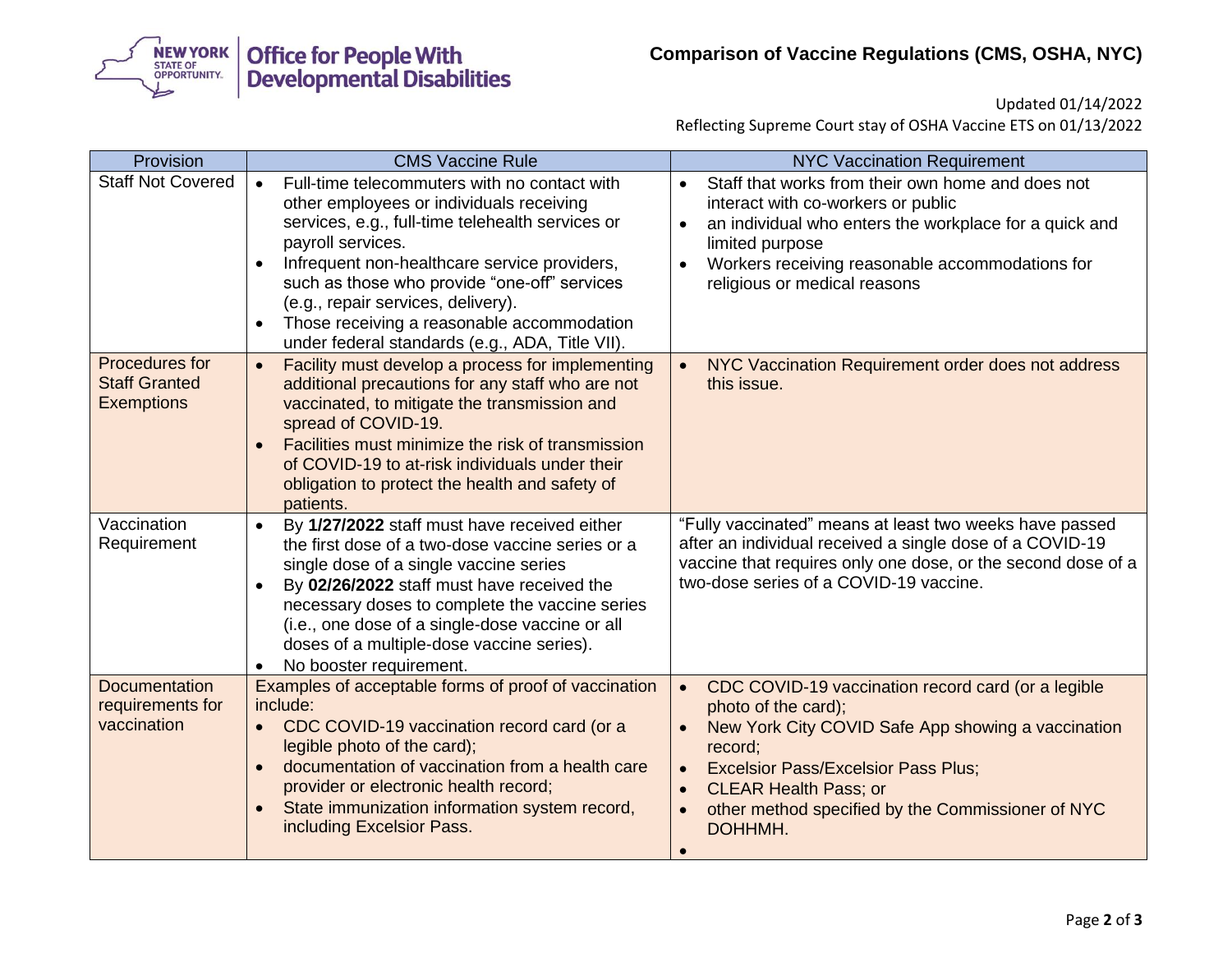**Comparison of Vaccine Regulations (CMS, OSHA, NYC)**

Updated 01/14/2022
Reflecting Supreme Court stay of OSHA Vaccine ETS on 01/13/2022

| Provision | CMS Vaccine Rule | NYC Vaccination Requirement |
|---|---|---|
| Staff Not Covered | • Full-time telecommuters with no contact with other employees or individuals receiving services, e.g., full-time telehealth services or payroll services.<br>• Infrequent non-healthcare service providers, such as those who provide "one-off" services (e.g., repair services, delivery).<br>• Those receiving a reasonable accommodation under federal standards (e.g., ADA, Title VII). | • Staff that works from their own home and does not interact with co-workers or public<br>• an individual who enters the workplace for a quick and limited purpose<br>• Workers receiving reasonable accommodations for religious or medical reasons |
| Procedures for Staff Granted Exemptions | • Facility must develop a process for implementing additional precautions for any staff who are not vaccinated, to mitigate the transmission and spread of COVID-19.<br>• Facilities must minimize the risk of transmission of COVID-19 to at-risk individuals under their obligation to protect the health and safety of patients. | • NYC Vaccination Requirement order does not address this issue. |
| Vaccination Requirement | • By **1/27/2022** staff must have received either the first dose of a two-dose vaccine series or a single dose of a single vaccine series<br>• By **02/26/2022** staff must have received the necessary doses to complete the vaccine series (i.e., one dose of a single-dose vaccine or all doses of a multiple-dose vaccine series).<br>• No booster requirement. | "Fully vaccinated" means at least two weeks have passed after an individual received a single dose of a COVID-19 vaccine that requires only one dose, or the second dose of a two-dose series of a COVID-19 vaccine. |
| Documentation requirements for vaccination | Examples of acceptable forms of proof of vaccination include:<br>• CDC COVID-19 vaccination record card (or a legible photo of the card);<br>• documentation of vaccination from a health care provider or electronic health record;<br>• State immunization information system record, including Excelsior Pass. | • CDC COVID-19 vaccination record card (or a legible photo of the card);<br>• New York City COVID Safe App showing a vaccination record;<br>• Excelsior Pass/Excelsior Pass Plus;<br>• CLEAR Health Pass; or<br>• other method specified by the Commissioner of NYC DOHHMH.<br>• |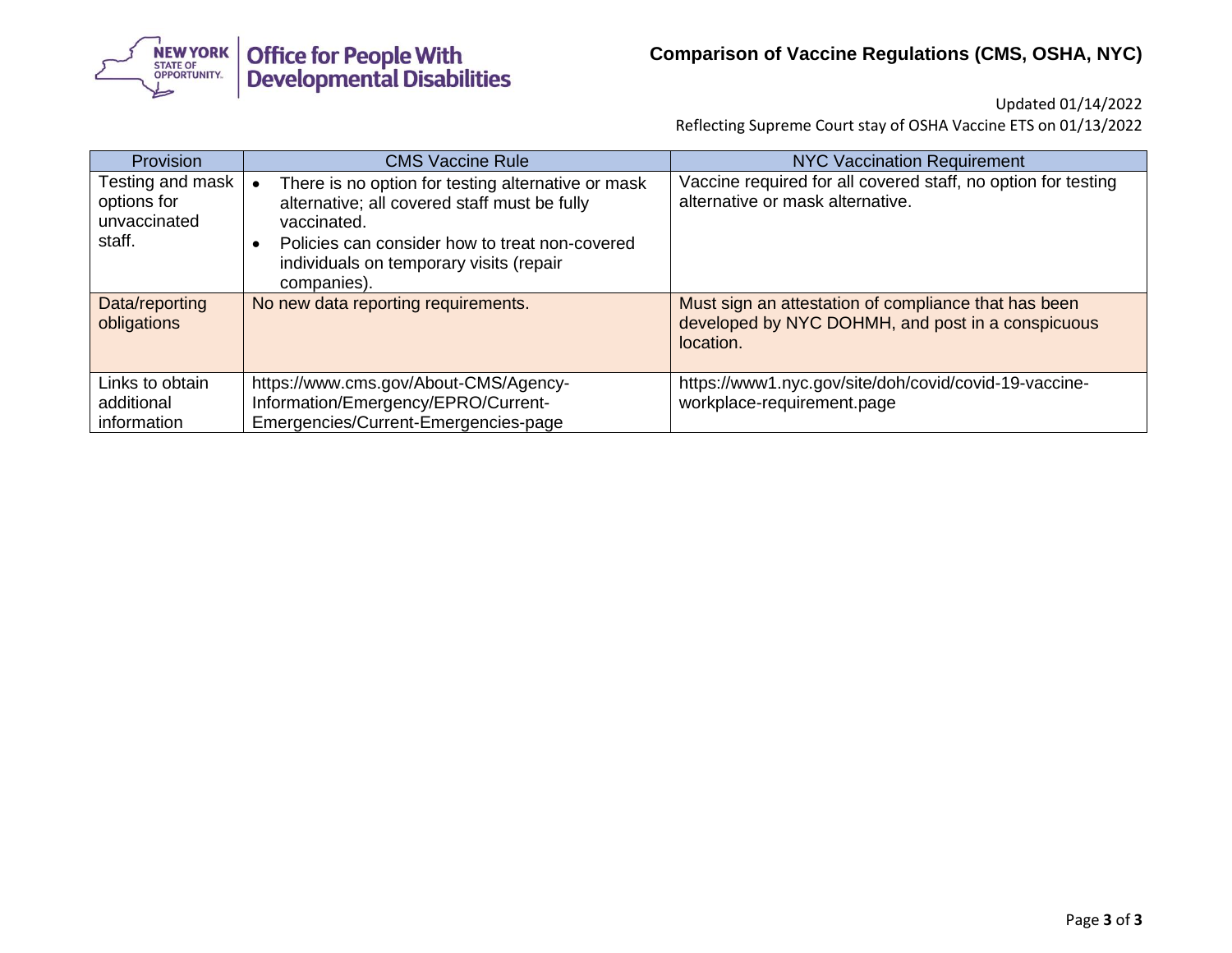| Provision | CMS Vaccine Rule | NYC Vaccination Requirement |
| --- | --- | --- |
| Testing and mask options for unvaccinated staff. | • There is no option for testing alternative or mask alternative; all covered staff must be fully vaccinated.<br>• Policies can consider how to treat non-covered individuals on temporary visits (repair companies). | Vaccine required for all covered staff, no option for testing alternative or mask alternative. |
| Data/reporting obligations | No new data reporting requirements. | Must sign an attestation of compliance that has been developed by NYC DOHMH, and post in a conspicuous location. |
| Links to obtain additional information | https://www.cms.gov/About-CMS/Agency-Information/Emergency/EPRO/Current-Emergencies/Current-Emergencies-page | https://www1.nyc.gov/site/doh/covid/covid-19-vaccine-workplace-requirement.page |